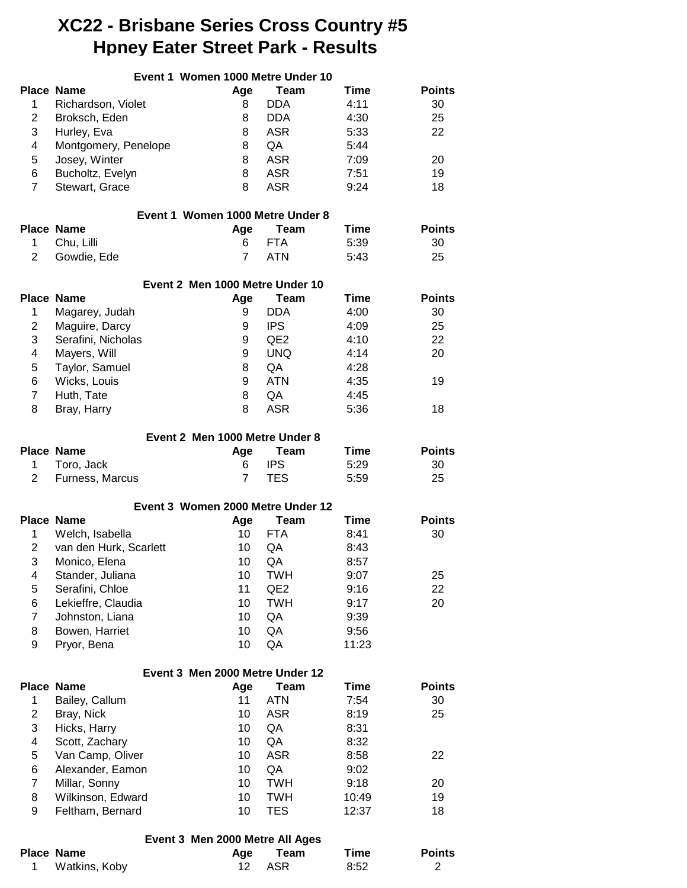# XC22 - Brisbane Series Cross Country #5
# Hpney Eater Street Park - Results

### Event 1 Women 1000 Metre Under 10

| Place | Name | Age | Team | Time | Points |
|---|---|---|---|---|---|
| 1 | Richardson, Violet | 8 | DDA | 4:11 | 30 |
| 2 | Broksch, Eden | 8 | DDA | 4:30 | 25 |
| 3 | Hurley, Eva | 8 | ASR | 5:33 | 22 |
| 4 | Montgomery, Penelope | 8 | QA | 5:44 | |
| 5 | Josey, Winter | 8 | ASR | 7:09 | 20 |
| 6 | Bucholtz, Evelyn | 8 | ASR | 7:51 | 19 |
| 7 | Stewart, Grace | 8 | ASR | 9:24 | 18 |

### Event 1 Women 1000 Metre Under 8

| Place | Name | Age | Team | Time | Points |
|---|---|---|---|---|---|
| 1 | Chu, Lilli | 6 | FTA | 5:39 | 30 |
| 2 | Gowdie, Ede | 7 | ATN | 5:43 | 25 |

### Event 2 Men 1000 Metre Under 10

| Place | Name | Age | Team | Time | Points |
|---|---|---|---|---|---|
| 1 | Magarey, Judah | 9 | DDA | 4:00 | 30 |
| 2 | Maguire, Darcy | 9 | IPS | 4:09 | 25 |
| 3 | Serafini, Nicholas | 9 | QE2 | 4:10 | 22 |
| 4 | Mayers, Will | 9 | UNQ | 4:14 | 20 |
| 5 | Taylor, Samuel | 8 | QA | 4:28 | |
| 6 | Wicks, Louis | 9 | ATN | 4:35 | 19 |
| 7 | Huth, Tate | 8 | QA | 4:45 | |
| 8 | Bray, Harry | 8 | ASR | 5:36 | 18 |

### Event 2 Men 1000 Metre Under 8

| Place | Name | Age | Team | Time | Points |
|---|---|---|---|---|---|
| 1 | Toro, Jack | 6 | IPS | 5:29 | 30 |
| 2 | Furness, Marcus | 7 | TES | 5:59 | 25 |

### Event 3 Women 2000 Metre Under 12

| Place | Name | Age | Team | Time | Points |
|---|---|---|---|---|---|
| 1 | Welch, Isabella | 10 | FTA | 8:41 | 30 |
| 2 | van den Hurk, Scarlett | 10 | QA | 8:43 | |
| 3 | Monico, Elena | 10 | QA | 8:57 | |
| 4 | Stander, Juliana | 10 | TWH | 9:07 | 25 |
| 5 | Serafini, Chloe | 11 | QE2 | 9:16 | 22 |
| 6 | Lekieffre, Claudia | 10 | TWH | 9:17 | 20 |
| 7 | Johnston, Liana | 10 | QA | 9:39 | |
| 8 | Bowen, Harriet | 10 | QA | 9:56 | |
| 9 | Pryor, Bena | 10 | QA | 11:23 | |

### Event 3 Men 2000 Metre Under 12

| Place | Name | Age | Team | Time | Points |
|---|---|---|---|---|---|
| 1 | Bailey, Callum | 11 | ATN | 7:54 | 30 |
| 2 | Bray, Nick | 10 | ASR | 8:19 | 25 |
| 3 | Hicks, Harry | 10 | QA | 8:31 | |
| 4 | Scott, Zachary | 10 | QA | 8:32 | |
| 5 | Van Camp, Oliver | 10 | ASR | 8:58 | 22 |
| 6 | Alexander, Eamon | 10 | QA | 9:02 | |
| 7 | Millar, Sonny | 10 | TWH | 9:18 | 20 |
| 8 | Wilkinson, Edward | 10 | TWH | 10:49 | 19 |
| 9 | Feltham, Bernard | 10 | TES | 12:37 | 18 |

### Event 3 Men 2000 Metre All Ages

| Place | Name | Age | Team | Time | Points |
|---|---|---|---|---|---|
| 1 | Watkins, Koby | 12 | ASR | 8:52 | 2 |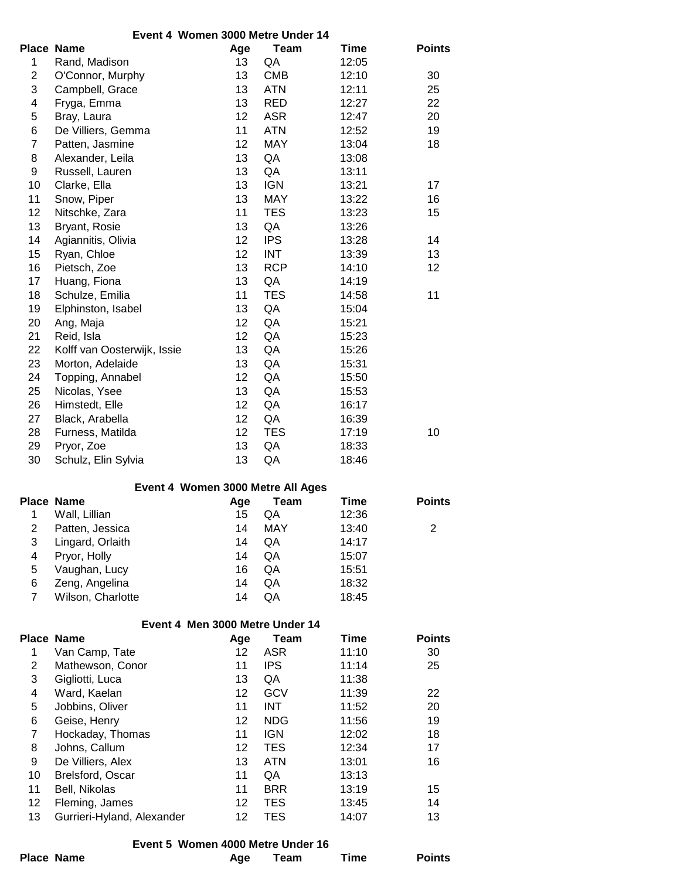### Event 4 Women 3000 Metre Under 14

| Place | Name | Age | Team | Time | Points |
|---|---|---|---|---|---|
| 1 | Rand, Madison | 13 | QA | 12:05 | |
| 2 | O'Connor, Murphy | 13 | CMB | 12:10 | 30 |
| 3 | Campbell, Grace | 13 | ATN | 12:11 | 25 |
| 4 | Fryga, Emma | 13 | RED | 12:27 | 22 |
| 5 | Bray, Laura | 12 | ASR | 12:47 | 20 |
| 6 | De Villiers, Gemma | 11 | ATN | 12:52 | 19 |
| 7 | Patten, Jasmine | 12 | MAY | 13:04 | 18 |
| 8 | Alexander, Leila | 13 | QA | 13:08 | |
| 9 | Russell, Lauren | 13 | QA | 13:11 | |
| 10 | Clarke, Ella | 13 | IGN | 13:21 | 17 |
| 11 | Snow, Piper | 13 | MAY | 13:22 | 16 |
| 12 | Nitschke, Zara | 11 | TES | 13:23 | 15 |
| 13 | Bryant, Rosie | 13 | QA | 13:26 | |
| 14 | Agiannitis, Olivia | 12 | IPS | 13:28 | 14 |
| 15 | Ryan, Chloe | 12 | INT | 13:39 | 13 |
| 16 | Pietsch, Zoe | 13 | RCP | 14:10 | 12 |
| 17 | Huang, Fiona | 13 | QA | 14:19 | |
| 18 | Schulze, Emilia | 11 | TES | 14:58 | 11 |
| 19 | Elphinston, Isabel | 13 | QA | 15:04 | |
| 20 | Ang, Maja | 12 | QA | 15:21 | |
| 21 | Reid, Isla | 12 | QA | 15:23 | |
| 22 | Kolff van Oosterwijk, Issie | 13 | QA | 15:26 | |
| 23 | Morton, Adelaide | 13 | QA | 15:31 | |
| 24 | Topping, Annabel | 12 | QA | 15:50 | |
| 25 | Nicolas, Ysee | 13 | QA | 15:53 | |
| 26 | Himstedt, Elle | 12 | QA | 16:17 | |
| 27 | Black, Arabella | 12 | QA | 16:39 | |
| 28 | Furness, Matilda | 12 | TES | 17:19 | 10 |
| 29 | Pryor, Zoe | 13 | QA | 18:33 | |
| 30 | Schulz, Elin Sylvia | 13 | QA | 18:46 | |

### Event 4 Women 3000 Metre All Ages

| Place | Name | Age | Team | Time | Points |
|---|---|---|---|---|---|
| 1 | Wall, Lillian | 15 | QA | 12:36 | |
| 2 | Patten, Jessica | 14 | MAY | 13:40 | 2 |
| 3 | Lingard, Orlaith | 14 | QA | 14:17 | |
| 4 | Pryor, Holly | 14 | QA | 15:07 | |
| 5 | Vaughan, Lucy | 16 | QA | 15:51 | |
| 6 | Zeng, Angelina | 14 | QA | 18:32 | |
| 7 | Wilson, Charlotte | 14 | QA | 18:45 | |

### Event 4 Men 3000 Metre Under 14

| Place | Name | Age | Team | Time | Points |
|---|---|---|---|---|---|
| 1 | Van Camp, Tate | 12 | ASR | 11:10 | 30 |
| 2 | Mathewson, Conor | 11 | IPS | 11:14 | 25 |
| 3 | Gigliotti, Luca | 13 | QA | 11:38 | |
| 4 | Ward, Kaelan | 12 | GCV | 11:39 | 22 |
| 5 | Jobbins, Oliver | 11 | INT | 11:52 | 20 |
| 6 | Geise, Henry | 12 | NDG | 11:56 | 19 |
| 7 | Hockaday, Thomas | 11 | IGN | 12:02 | 18 |
| 8 | Johns, Callum | 12 | TES | 12:34 | 17 |
| 9 | De Villiers, Alex | 13 | ATN | 13:01 | 16 |
| 10 | Brelsford, Oscar | 11 | QA | 13:13 | |
| 11 | Bell, Nikolas | 11 | BRR | 13:19 | 15 |
| 12 | Fleming, James | 12 | TES | 13:45 | 14 |
| 13 | Gurrieri-Hyland, Alexander | 12 | TES | 14:07 | 13 |

### Event 5 Women 4000 Metre Under 16

| Place | Name | Age | Team | Time | Points |
|---|---|---|---|---|---|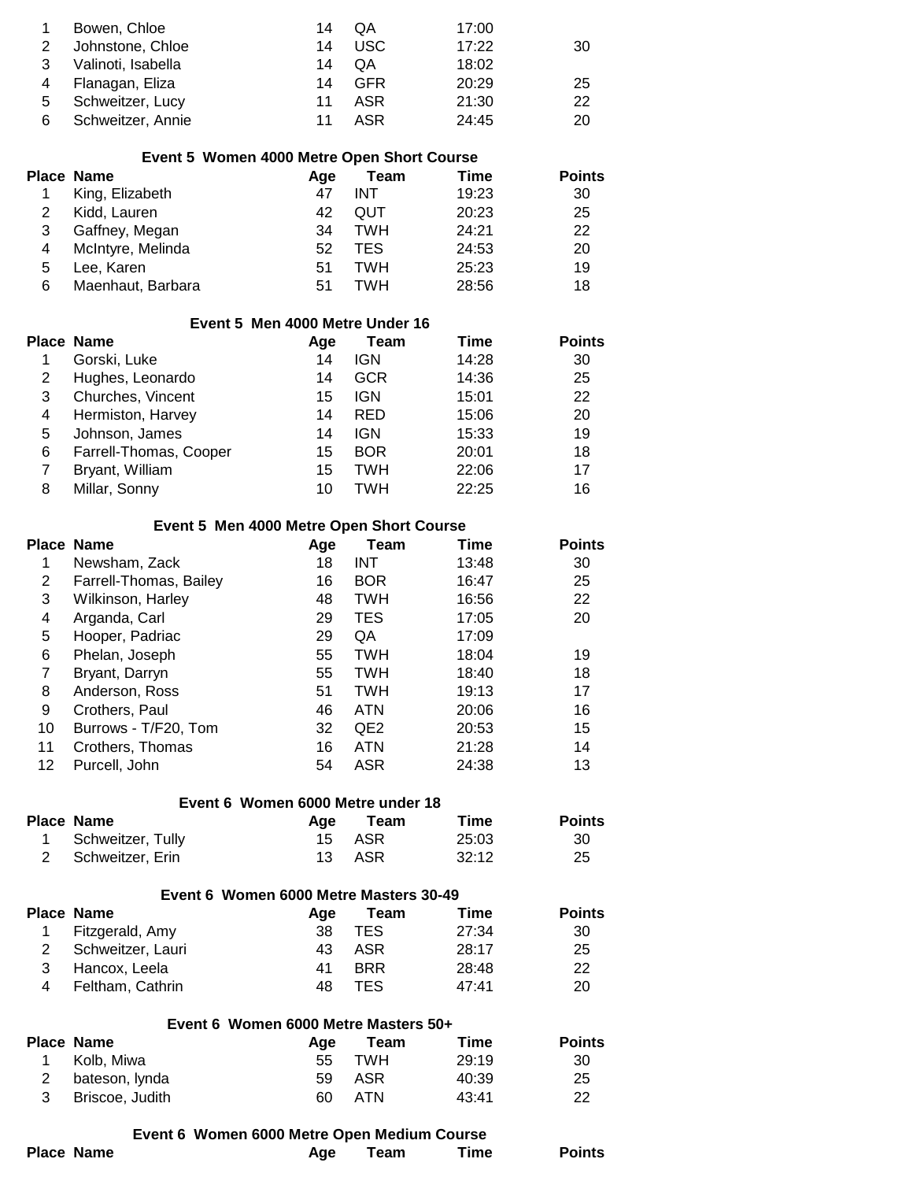| Place | Name | Age | Team | Time | Points |
|---|---|---|---|---|---|
| 1 | Bowen, Chloe | 14 | QA | 17:00 | |
| 2 | Johnstone, Chloe | 14 | USC | 17:22 | 30 |
| 3 | Valinoti, Isabella | 14 | QA | 18:02 | |
| 4 | Flanagan, Eliza | 14 | GFR | 20:29 | 25 |
| 5 | Schweitzer, Lucy | 11 | ASR | 21:30 | 22 |
| 6 | Schweitzer, Annie | 11 | ASR | 24:45 | 20 |

### Event 5 Women 4000 Metre Open Short Course

| Place | Name | Age | Team | Time | Points |
|---|---|---|---|---|---|
| 1 | King, Elizabeth | 47 | INT | 19:23 | 30 |
| 2 | Kidd, Lauren | 42 | QUT | 20:23 | 25 |
| 3 | Gaffney, Megan | 34 | TWH | 24:21 | 22 |
| 4 | McIntyre, Melinda | 52 | TES | 24:53 | 20 |
| 5 | Lee, Karen | 51 | TWH | 25:23 | 19 |
| 6 | Maenhaut, Barbara | 51 | TWH | 28:56 | 18 |

### Event 5 Men 4000 Metre Under 16

| Place | Name | Age | Team | Time | Points |
|---|---|---|---|---|---|
| 1 | Gorski, Luke | 14 | IGN | 14:28 | 30 |
| 2 | Hughes, Leonardo | 14 | GCR | 14:36 | 25 |
| 3 | Churches, Vincent | 15 | IGN | 15:01 | 22 |
| 4 | Hermiston, Harvey | 14 | RED | 15:06 | 20 |
| 5 | Johnson, James | 14 | IGN | 15:33 | 19 |
| 6 | Farrell-Thomas, Cooper | 15 | BOR | 20:01 | 18 |
| 7 | Bryant, William | 15 | TWH | 22:06 | 17 |
| 8 | Millar, Sonny | 10 | TWH | 22:25 | 16 |

### Event 5 Men 4000 Metre Open Short Course

| Place | Name | Age | Team | Time | Points |
|---|---|---|---|---|---|
| 1 | Newsham, Zack | 18 | INT | 13:48 | 30 |
| 2 | Farrell-Thomas, Bailey | 16 | BOR | 16:47 | 25 |
| 3 | Wilkinson, Harley | 48 | TWH | 16:56 | 22 |
| 4 | Arganda, Carl | 29 | TES | 17:05 | 20 |
| 5 | Hooper, Padriac | 29 | QA | 17:09 | |
| 6 | Phelan, Joseph | 55 | TWH | 18:04 | 19 |
| 7 | Bryant, Darryn | 55 | TWH | 18:40 | 18 |
| 8 | Anderson, Ross | 51 | TWH | 19:13 | 17 |
| 9 | Crothers, Paul | 46 | ATN | 20:06 | 16 |
| 10 | Burrows - T/F20, Tom | 32 | QE2 | 20:53 | 15 |
| 11 | Crothers, Thomas | 16 | ATN | 21:28 | 14 |
| 12 | Purcell, John | 54 | ASR | 24:38 | 13 |

### Event 6 Women 6000 Metre under 18

| Place | Name | Age | Team | Time | Points |
|---|---|---|---|---|---|
| 1 | Schweitzer, Tully | 15 | ASR | 25:03 | 30 |
| 2 | Schweitzer, Erin | 13 | ASR | 32:12 | 25 |

### Event 6 Women 6000 Metre Masters 30-49

| Place | Name | Age | Team | Time | Points |
|---|---|---|---|---|---|
| 1 | Fitzgerald, Amy | 38 | TES | 27:34 | 30 |
| 2 | Schweitzer, Lauri | 43 | ASR | 28:17 | 25 |
| 3 | Hancox, Leela | 41 | BRR | 28:48 | 22 |
| 4 | Feltham, Cathrin | 48 | TES | 47:41 | 20 |

### Event 6 Women 6000 Metre Masters 50+

| Place | Name | Age | Team | Time | Points |
|---|---|---|---|---|---|
| 1 | Kolb, Miwa | 55 | TWH | 29:19 | 30 |
| 2 | bateson, lynda | 59 | ASR | 40:39 | 25 |
| 3 | Briscoe, Judith | 60 | ATN | 43:41 | 22 |

### Event 6 Women 6000 Metre Open Medium Course

| Place | Name | Age | Team | Time | Points |
|---|---|---|---|---|---|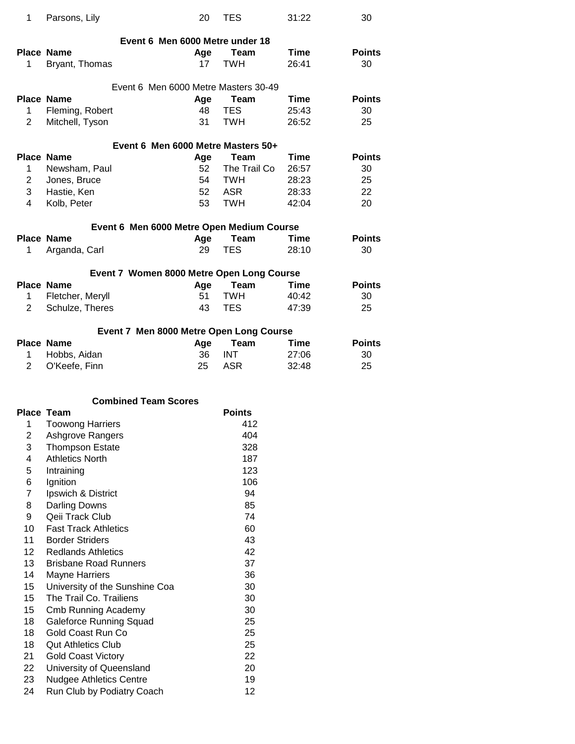| | | | | | |
|---|---|---|---|---|---|
| 1 | Parsons, Lily | 20 | TES | 31:22 | 30 |

### Event 6 Men 6000 Metre under 18

| Place | Name | Age | Team | Time | Points |
|---|---|---|---|---|---|
| 1 | Bryant, Thomas | 17 | TWH | 26:41 | 30 |

### Event 6 Men 6000 Metre Masters 30-49

| Place | Name | Age | Team | Time | Points |
|---|---|---|---|---|---|
| 1 | Fleming, Robert | 48 | TES | 25:43 | 30 |
| 2 | Mitchell, Tyson | 31 | TWH | 26:52 | 25 |

### Event 6 Men 6000 Metre Masters 50+

| Place | Name | Age | Team | Time | Points |
|---|---|---|---|---|---|
| 1 | Newsham, Paul | 52 | The Trail Co | 26:57 | 30 |
| 2 | Jones, Bruce | 54 | TWH | 28:23 | 25 |
| 3 | Hastie, Ken | 52 | ASR | 28:33 | 22 |
| 4 | Kolb, Peter | 53 | TWH | 42:04 | 20 |

### Event 6 Men 6000 Metre Open Medium Course

| Place | Name | Age | Team | Time | Points |
|---|---|---|---|---|---|
| 1 | Arganda, Carl | 29 | TES | 28:10 | 30 |

### Event 7 Women 8000 Metre Open Long Course

| Place | Name | Age | Team | Time | Points |
|---|---|---|---|---|---|
| 1 | Fletcher, Meryll | 51 | TWH | 40:42 | 30 |
| 2 | Schulze, Theres | 43 | TES | 47:39 | 25 |

### Event 7 Men 8000 Metre Open Long Course

| Place | Name | Age | Team | Time | Points |
|---|---|---|---|---|---|
| 1 | Hobbs, Aidan | 36 | INT | 27:06 | 30 |
| 2 | O'Keefe, Finn | 25 | ASR | 32:48 | 25 |

### Combined Team Scores

| Place | Team | Points |
|---|---|---|
| 1 | Toowong Harriers | 412 |
| 2 | Ashgrove Rangers | 404 |
| 3 | Thompson Estate | 328 |
| 4 | Athletics North | 187 |
| 5 | Intraining | 123 |
| 6 | Ignition | 106 |
| 7 | Ipswich & District | 94 |
| 8 | Darling Downs | 85 |
| 9 | Qeii Track Club | 74 |
| 10 | Fast Track Athletics | 60 |
| 11 | Border Striders | 43 |
| 12 | Redlands Athletics | 42 |
| 13 | Brisbane Road Runners | 37 |
| 14 | Mayne Harriers | 36 |
| 15 | University of the Sunshine Coa | 30 |
| 15 | The Trail Co. Trailiens | 30 |
| 15 | Cmb Running Academy | 30 |
| 18 | Galeforce Running Squad | 25 |
| 18 | Gold Coast Run Co | 25 |
| 18 | Qut Athletics Club | 25 |
| 21 | Gold Coast Victory | 22 |
| 22 | University of Queensland | 20 |
| 23 | Nudgee Athletics Centre | 19 |
| 24 | Run Club by Podiatry Coach | 12 |